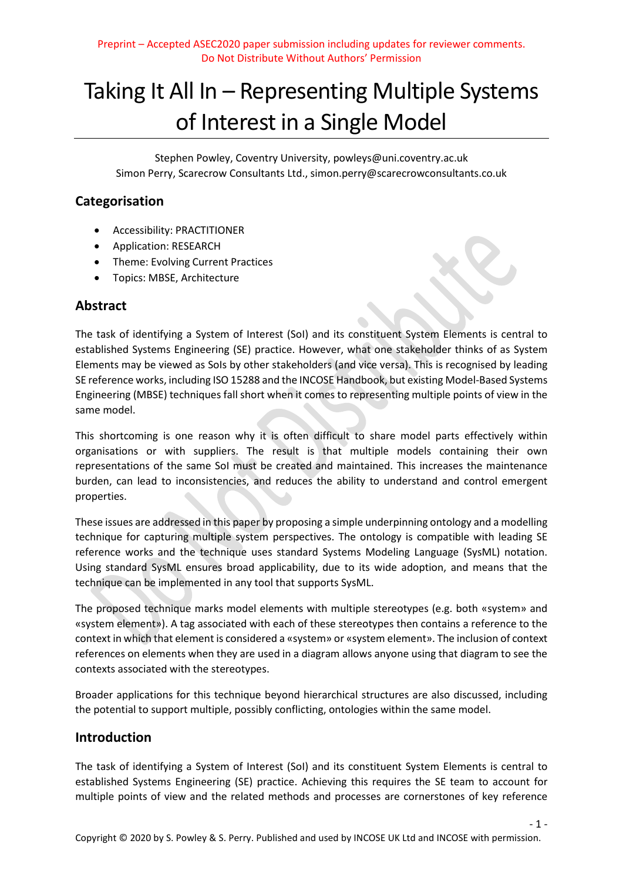Preprint – Accepted ASEC2020 paper submission including updates for reviewer comments.
Do Not Distribute Without Authors' Permission

# Taking It All In – Representing Multiple Systems of Interest in a Single Model

Stephen Powley, Coventry University, powleys@uni.coventry.ac.uk
Simon Perry, Scarecrow Consultants Ltd., simon.perry@scarecrowconsultants.co.uk

## Categorisation

- Accessibility: PRACTITIONER
- Application: RESEARCH
- Theme: Evolving Current Practices
- Topics: MBSE, Architecture

## Abstract

The task of identifying a System of Interest (SoI) and its constituent System Elements is central to established Systems Engineering (SE) practice. However, what one stakeholder thinks of as System Elements may be viewed as SoIs by other stakeholders (and vice versa). This is recognised by leading SE reference works, including ISO 15288 and the INCOSE Handbook, but existing Model-Based Systems Engineering (MBSE) techniques fall short when it comes to representing multiple points of view in the same model.

This shortcoming is one reason why it is often difficult to share model parts effectively within organisations or with suppliers. The result is that multiple models containing their own representations of the same SoI must be created and maintained. This increases the maintenance burden, can lead to inconsistencies, and reduces the ability to understand and control emergent properties.

These issues are addressed in this paper by proposing a simple underpinning ontology and a modelling technique for capturing multiple system perspectives. The ontology is compatible with leading SE reference works and the technique uses standard Systems Modeling Language (SysML) notation. Using standard SysML ensures broad applicability, due to its wide adoption, and means that the technique can be implemented in any tool that supports SysML.

The proposed technique marks model elements with multiple stereotypes (e.g. both «system» and «system element»). A tag associated with each of these stereotypes then contains a reference to the context in which that element is considered a «system» or «system element». The inclusion of context references on elements when they are used in a diagram allows anyone using that diagram to see the contexts associated with the stereotypes.

Broader applications for this technique beyond hierarchical structures are also discussed, including the potential to support multiple, possibly conflicting, ontologies within the same model.

## Introduction

The task of identifying a System of Interest (SoI) and its constituent System Elements is central to established Systems Engineering (SE) practice. Achieving this requires the SE team to account for multiple points of view and the related methods and processes are cornerstones of key reference

Copyright © 2020 by S. Powley & S. Perry. Published and used by INCOSE UK Ltd and INCOSE with permission.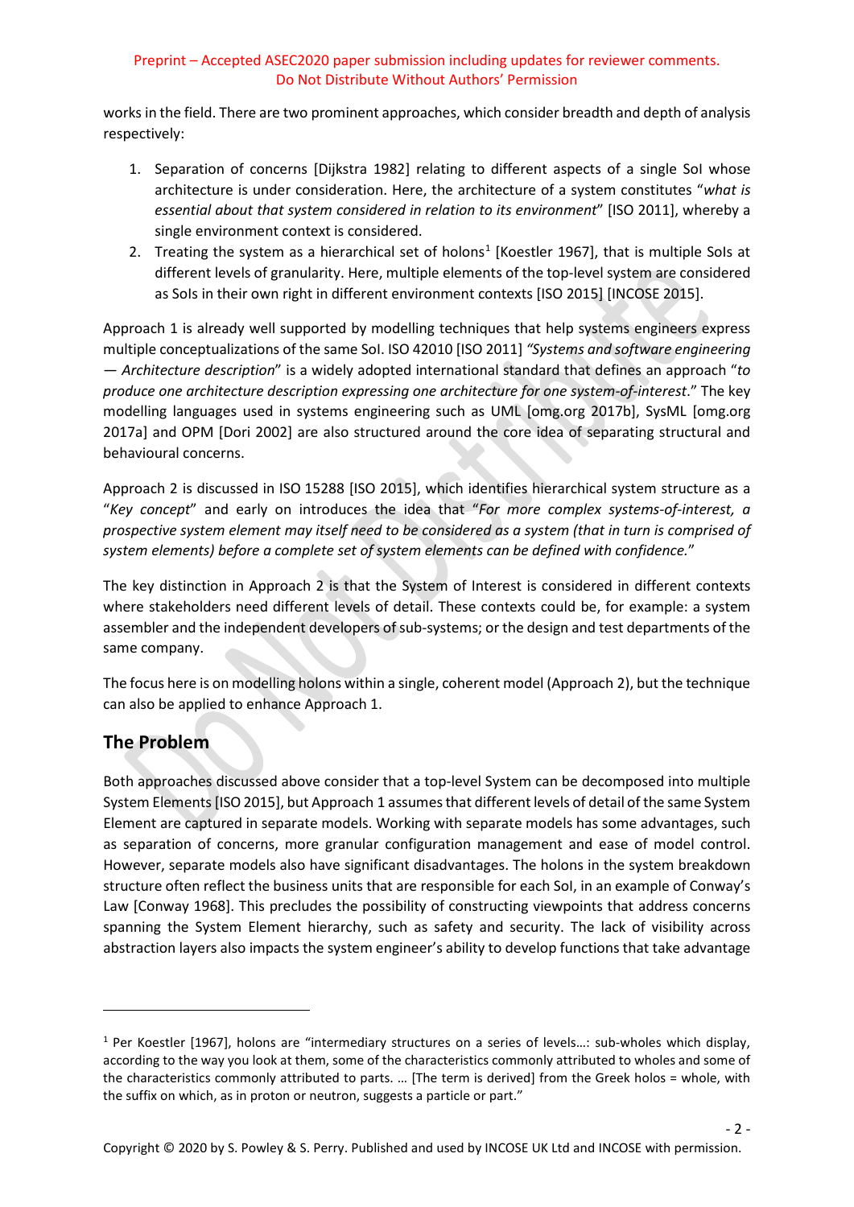works in the field. There are two prominent approaches, which consider breadth and depth of analysis respectively:

1. Separation of concerns [Dijkstra 1982] relating to different aspects of a single SoI whose architecture is under consideration. Here, the architecture of a system constitutes "*what is essential about that system considered in relation to its environment*" [ISO 2011], whereby a single environment context is considered.
2. Treating the system as a hierarchical set of holons[1] [Koestler 1967], that is multiple SoIs at different levels of granularity. Here, multiple elements of the top-level system are considered as SoIs in their own right in different environment contexts [ISO 2015] [INCOSE 2015].

Approach 1 is already well supported by modelling techniques that help systems engineers express multiple conceptualizations of the same SoI. ISO 42010 [ISO 2011] *"Systems and software engineering — Architecture description*" is a widely adopted international standard that defines an approach "*to produce one architecture description expressing one architecture for one system-of-interest*." The key modelling languages used in systems engineering such as UML [omg.org 2017b], SysML [omg.org 2017a] and OPM [Dori 2002] are also structured around the core idea of separating structural and behavioural concerns.

Approach 2 is discussed in ISO 15288 [ISO 2015], which identifies hierarchical system structure as a "*Key concept*" and early on introduces the idea that "*For more complex systems-of-interest, a prospective system element may itself need to be considered as a system (that in turn is comprised of system elements) before a complete set of system elements can be defined with confidence.*"

The key distinction in Approach 2 is that the System of Interest is considered in different contexts where stakeholders need different levels of detail. These contexts could be, for example: a system assembler and the independent developers of sub-systems; or the design and test departments of the same company.

The focus here is on modelling holons within a single, coherent model (Approach 2), but the technique can also be applied to enhance Approach 1.

## The Problem

Both approaches discussed above consider that a top-level System can be decomposed into multiple System Elements [ISO 2015], but Approach 1 assumes that different levels of detail of the same System Element are captured in separate models. Working with separate models has some advantages, such as separation of concerns, more granular configuration management and ease of model control. However, separate models also have significant disadvantages. The holons in the system breakdown structure often reflect the business units that are responsible for each SoI, in an example of Conway's Law [Conway 1968]. This precludes the possibility of constructing viewpoints that address concerns spanning the System Element hierarchy, such as safety and security. The lack of visibility across abstraction layers also impacts the system engineer's ability to develop functions that take advantage

[1] Per Koestler [1967], holons are "intermediary structures on a series of levels…: sub-wholes which display, according to the way you look at them, some of the characteristics commonly attributed to wholes and some of the characteristics commonly attributed to parts. … [The term is derived] from the Greek holos = whole, with the suffix on which, as in proton or neutron, suggests a particle or part."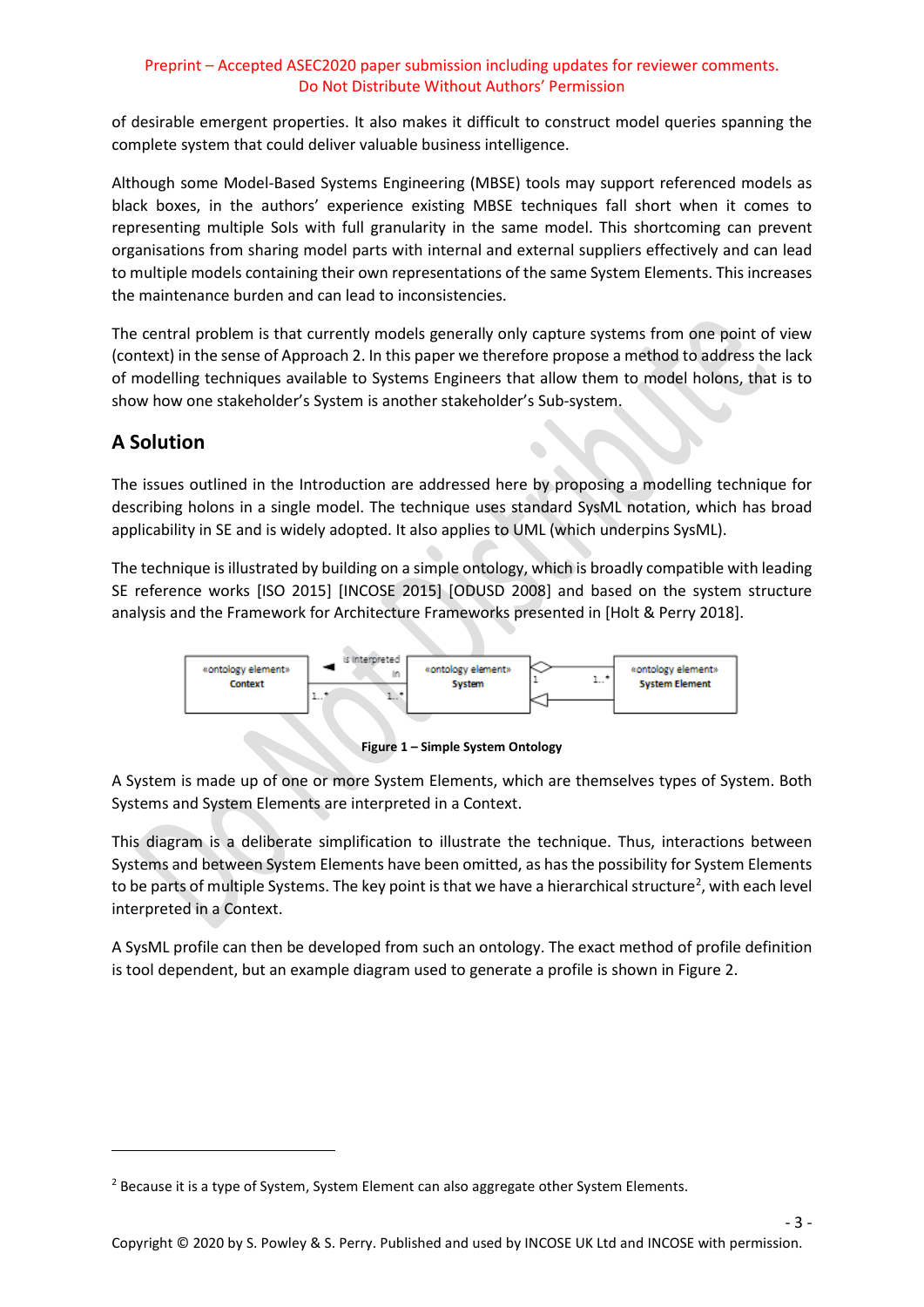of desirable emergent properties. It also makes it difficult to construct model queries spanning the complete system that could deliver valuable business intelligence.

Although some Model-Based Systems Engineering (MBSE) tools may support referenced models as black boxes, in the authors' experience existing MBSE techniques fall short when it comes to representing multiple SoIs with full granularity in the same model. This shortcoming can prevent organisations from sharing model parts with internal and external suppliers effectively and can lead to multiple models containing their own representations of the same System Elements. This increases the maintenance burden and can lead to inconsistencies.

The central problem is that currently models generally only capture systems from one point of view (context) in the sense of Approach 2. In this paper we therefore propose a method to address the lack of modelling techniques available to Systems Engineers that allow them to model holons, that is to show how one stakeholder's System is another stakeholder's Sub-system.

## A Solution

The issues outlined in the Introduction are addressed here by proposing a modelling technique for describing holons in a single model. The technique uses standard SysML notation, which has broad applicability in SE and is widely adopted. It also applies to UML (which underpins SysML).

The technique is illustrated by building on a simple ontology, which is broadly compatible with leading SE reference works [ISO 2015] [INCOSE 2015] [ODUSD 2008] and based on the system structure analysis and the Framework for Architecture Frameworks presented in [Holt & Perry 2018].

**Figure 1 – Simple System Ontology**

A System is made up of one or more System Elements, which are themselves types of System. Both Systems and System Elements are interpreted in a Context.

This diagram is a deliberate simplification to illustrate the technique. Thus, interactions between Systems and between System Elements have been omitted, as has the possibility for System Elements to be parts of multiple Systems. The key point is that we have a hierarchical structure[2], with each level interpreted in a Context.

A SysML profile can then be developed from such an ontology. The exact method of profile definition is tool dependent, but an example diagram used to generate a profile is shown in Figure 2.

[2] Because it is a type of System, System Element can also aggregate other System Elements.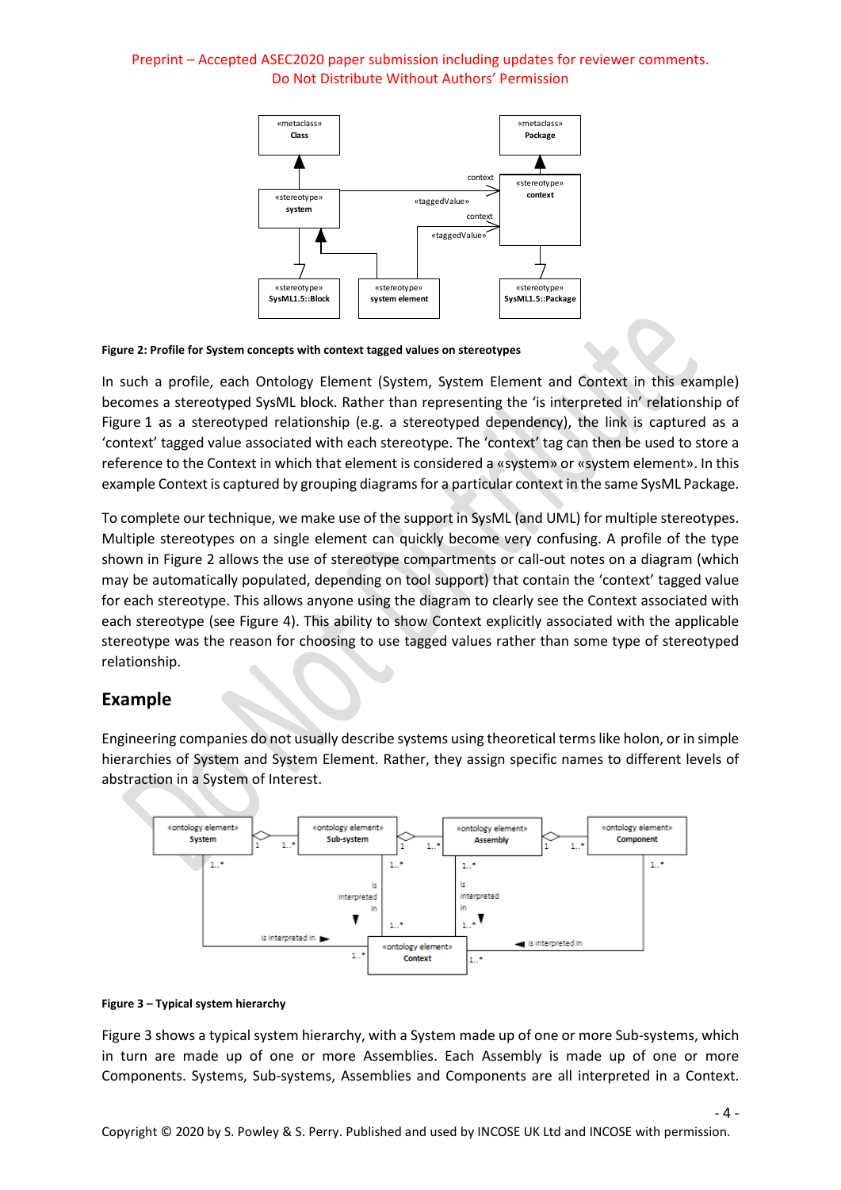Figure 2: Profile for System concepts with context tagged values on stereotypes

In such a profile, each Ontology Element (System, System Element and Context in this example) becomes a stereotyped SysML block. Rather than representing the 'is interpreted in' relationship of Figure 1 as a stereotyped relationship (e.g. a stereotyped dependency), the link is captured as a 'context' tagged value associated with each stereotype. The 'context' tag can then be used to store a reference to the Context in which that element is considered a «system» or «system element». In this example Context is captured by grouping diagrams for a particular context in the same SysML Package.

To complete our technique, we make use of the support in SysML (and UML) for multiple stereotypes. Multiple stereotypes on a single element can quickly become very confusing. A profile of the type shown in Figure 2 allows the use of stereotype compartments or call-out notes on a diagram (which may be automatically populated, depending on tool support) that contain the 'context' tagged value for each stereotype. This allows anyone using the diagram to clearly see the Context associated with each stereotype (see Figure 4). This ability to show Context explicitly associated with the applicable stereotype was the reason for choosing to use tagged values rather than some type of stereotyped relationship.

## Example

Engineering companies do not usually describe systems using theoretical terms like holon, or in simple hierarchies of System and System Element. Rather, they assign specific names to different levels of abstraction in a System of Interest.

Figure 3 – Typical system hierarchy

Figure 3 shows a typical system hierarchy, with a System made up of one or more Sub-systems, which in turn are made up of one or more Assemblies. Each Assembly is made up of one or more Components. Systems, Sub-systems, Assemblies and Components are all interpreted in a Context.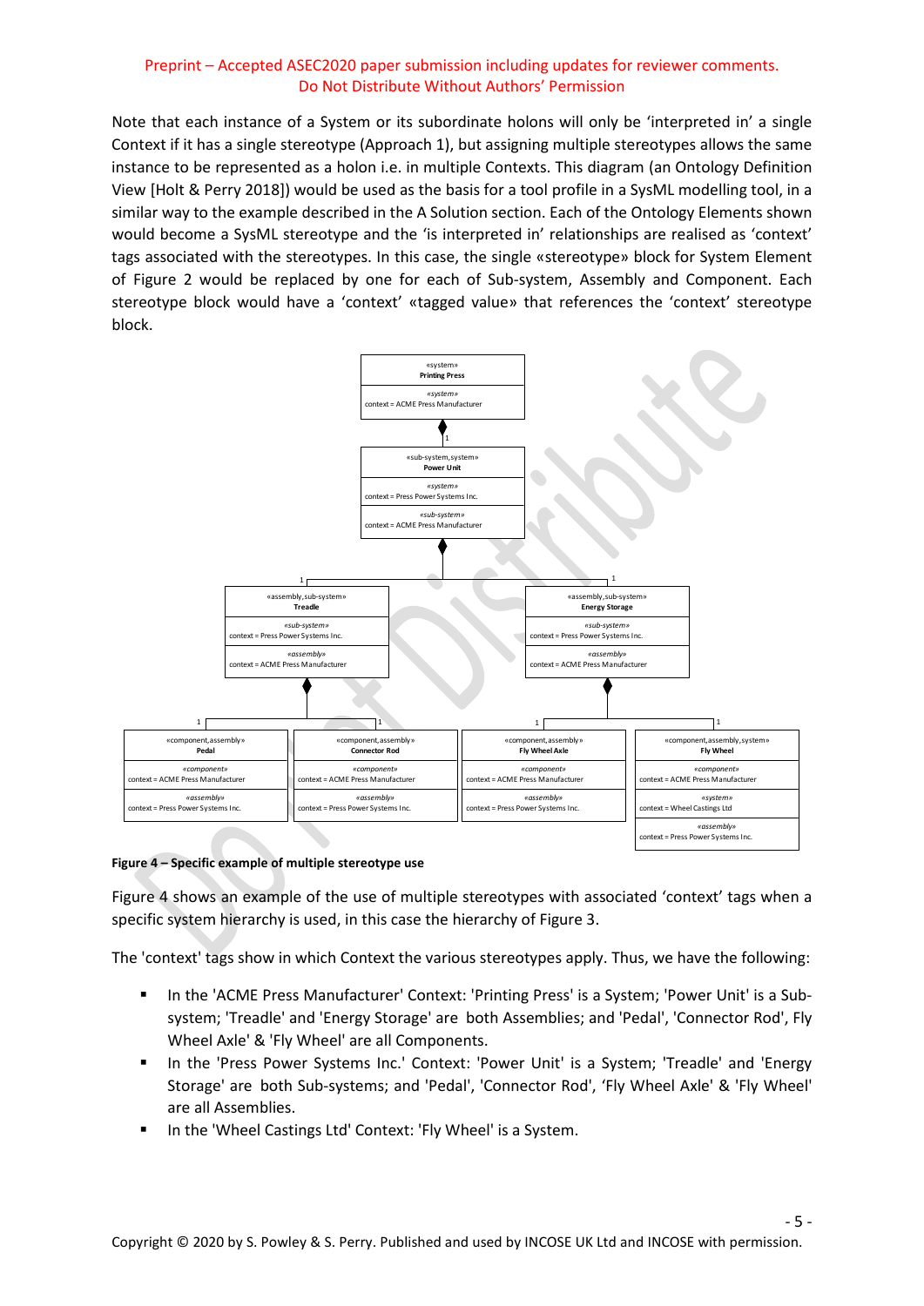Note that each instance of a System or its subordinate holons will only be 'interpreted in' a single Context if it has a single stereotype (Approach 1), but assigning multiple stereotypes allows the same instance to be represented as a holon i.e. in multiple Contexts. This diagram (an Ontology Definition View [Holt & Perry 2018]) would be used as the basis for a tool profile in a SysML modelling tool, in a similar way to the example described in the A Solution section. Each of the Ontology Elements shown would become a SysML stereotype and the 'is interpreted in' relationships are realised as 'context' tags associated with the stereotypes. In this case, the single «stereotype» block for System Element of Figure 2 would be replaced by one for each of Sub-system, Assembly and Component. Each stereotype block would have a 'context' «tagged value» that references the 'context' stereotype block.

**Figure 4 – Specific example of multiple stereotype use**

Figure 4 shows an example of the use of multiple stereotypes with associated 'context' tags when a specific system hierarchy is used, in this case the hierarchy of Figure 3.

The 'context' tags show in which Context the various stereotypes apply. Thus, we have the following:

- In the 'ACME Press Manufacturer' Context: 'Printing Press' is a System; 'Power Unit' is a Sub-system; 'Treadle' and 'Energy Storage' are both Assemblies; and 'Pedal', 'Connector Rod', Fly Wheel Axle' & 'Fly Wheel' are all Components.
- In the 'Press Power Systems Inc.' Context: 'Power Unit' is a System; 'Treadle' and 'Energy Storage' are both Sub-systems; and 'Pedal', 'Connector Rod', 'Fly Wheel Axle' & 'Fly Wheel' are all Assemblies.
- In the 'Wheel Castings Ltd' Context: 'Fly Wheel' is a System.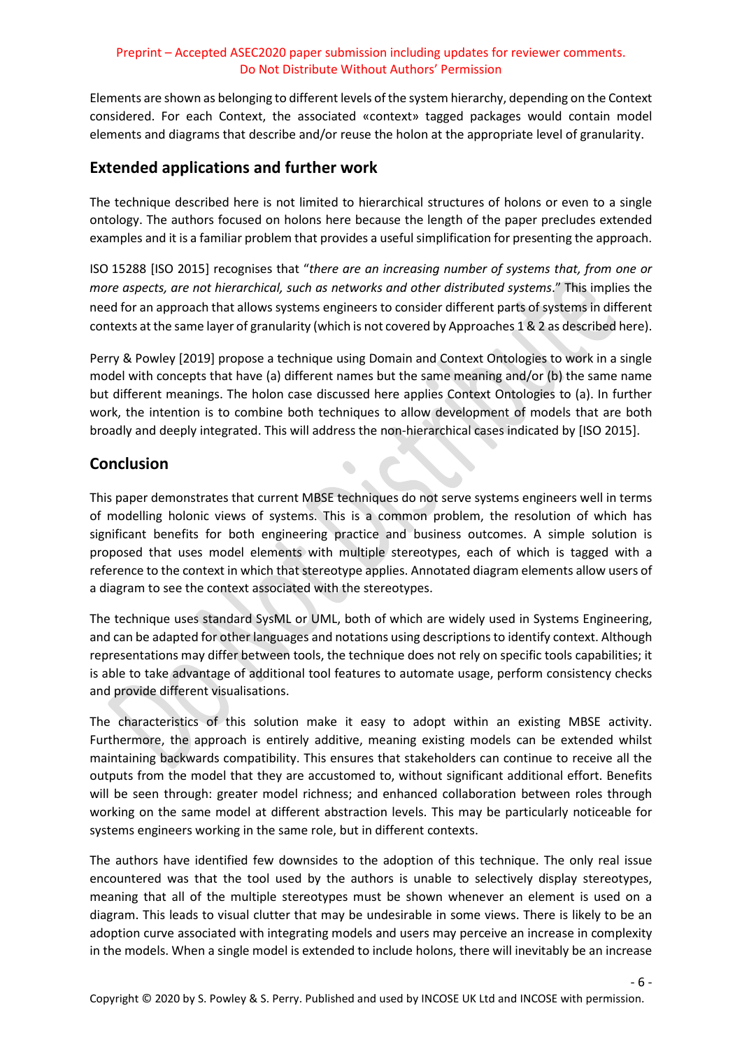Elements are shown as belonging to different levels of the system hierarchy, depending on the Context considered. For each Context, the associated «context» tagged packages would contain model elements and diagrams that describe and/or reuse the holon at the appropriate level of granularity.

## Extended applications and further work

The technique described here is not limited to hierarchical structures of holons or even to a single ontology. The authors focused on holons here because the length of the paper precludes extended examples and it is a familiar problem that provides a useful simplification for presenting the approach.

ISO 15288 [ISO 2015] recognises that "*there are an increasing number of systems that, from one or more aspects, are not hierarchical, such as networks and other distributed systems*." This implies the need for an approach that allows systems engineers to consider different parts of systems in different contexts at the same layer of granularity (which is not covered by Approaches 1 & 2 as described here).

Perry & Powley [2019] propose a technique using Domain and Context Ontologies to work in a single model with concepts that have (a) different names but the same meaning and/or (b) the same name but different meanings. The holon case discussed here applies Context Ontologies to (a). In further work, the intention is to combine both techniques to allow development of models that are both broadly and deeply integrated. This will address the non-hierarchical cases indicated by [ISO 2015].

## Conclusion

This paper demonstrates that current MBSE techniques do not serve systems engineers well in terms of modelling holonic views of systems. This is a common problem, the resolution of which has significant benefits for both engineering practice and business outcomes. A simple solution is proposed that uses model elements with multiple stereotypes, each of which is tagged with a reference to the context in which that stereotype applies. Annotated diagram elements allow users of a diagram to see the context associated with the stereotypes.

The technique uses standard SysML or UML, both of which are widely used in Systems Engineering, and can be adapted for other languages and notations using descriptions to identify context. Although representations may differ between tools, the technique does not rely on specific tools capabilities; it is able to take advantage of additional tool features to automate usage, perform consistency checks and provide different visualisations.

The characteristics of this solution make it easy to adopt within an existing MBSE activity. Furthermore, the approach is entirely additive, meaning existing models can be extended whilst maintaining backwards compatibility. This ensures that stakeholders can continue to receive all the outputs from the model that they are accustomed to, without significant additional effort. Benefits will be seen through: greater model richness; and enhanced collaboration between roles through working on the same model at different abstraction levels. This may be particularly noticeable for systems engineers working in the same role, but in different contexts.

The authors have identified few downsides to the adoption of this technique. The only real issue encountered was that the tool used by the authors is unable to selectively display stereotypes, meaning that all of the multiple stereotypes must be shown whenever an element is used on a diagram. This leads to visual clutter that may be undesirable in some views. There is likely to be an adoption curve associated with integrating models and users may perceive an increase in complexity in the models. When a single model is extended to include holons, there will inevitably be an increase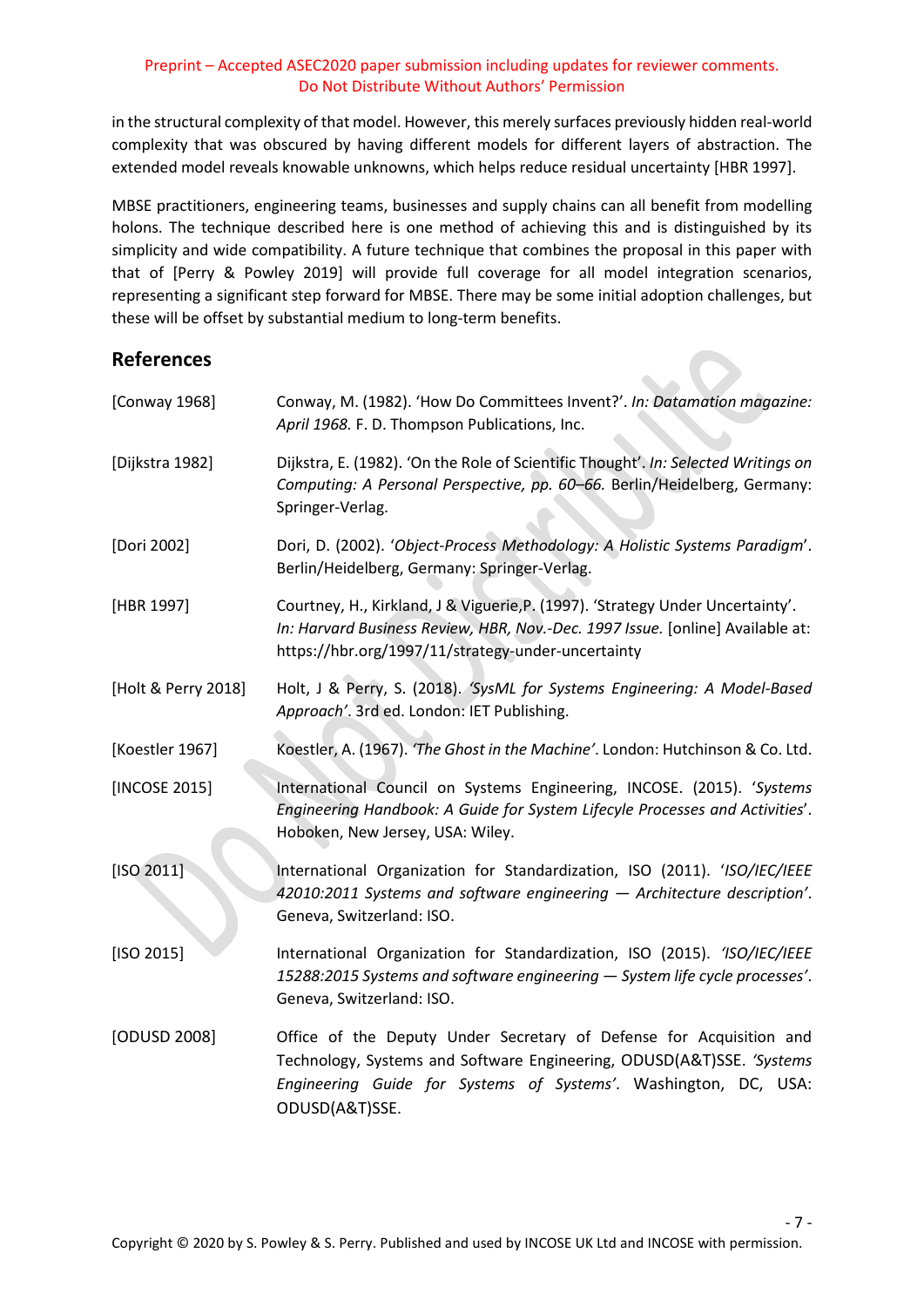in the structural complexity of that model. However, this merely surfaces previously hidden real-world complexity that was obscured by having different models for different layers of abstraction. The extended model reveals knowable unknowns, which helps reduce residual uncertainty [HBR 1997].

MBSE practitioners, engineering teams, businesses and supply chains can all benefit from modelling holons. The technique described here is one method of achieving this and is distinguished by its simplicity and wide compatibility. A future technique that combines the proposal in this paper with that of [Perry & Powley 2019] will provide full coverage for all model integration scenarios, representing a significant step forward for MBSE. There may be some initial adoption challenges, but these will be offset by substantial medium to long-term benefits.

## References

| | |
|---|---|
| [Conway 1968] | Conway, M. (1982). 'How Do Committees Invent?'. *In: Datamation magazine: April 1968.* F. D. Thompson Publications, Inc. |
| [Dijkstra 1982] | Dijkstra, E. (1982). 'On the Role of Scientific Thought'. *In: Selected Writings on Computing: A Personal Perspective, pp. 60–66.* Berlin/Heidelberg, Germany: Springer-Verlag. |
| [Dori 2002] | Dori, D. (2002). '*Object-Process Methodology: A Holistic Systems Paradigm*'. Berlin/Heidelberg, Germany: Springer-Verlag. |
| [HBR 1997] | Courtney, H., Kirkland, J & Viguerie,P. (1997). 'Strategy Under Uncertainty'. *In: Harvard Business Review, HBR, Nov.-Dec. 1997 Issue.* [online] Available at: https://hbr.org/1997/11/strategy-under-uncertainty |
| [Holt & Perry 2018] | Holt, J & Perry, S. (2018). *'SysML for Systems Engineering: A Model-Based Approach'*. 3rd ed. London: IET Publishing. |
| [Koestler 1967] | Koestler, A. (1967). *'The Ghost in the Machine'*. London: Hutchinson & Co. Ltd. |
| [INCOSE 2015] | International Council on Systems Engineering, INCOSE. (2015). '*Systems Engineering Handbook: A Guide for System Lifecycle Processes and Activities*'. Hoboken, New Jersey, USA: Wiley. |
| [ISO 2011] | International Organization for Standardization, ISO (2011). *'ISO/IEC/IEEE 42010:2011 Systems and software engineering — Architecture description'*. Geneva, Switzerland: ISO. |
| [ISO 2015] | International Organization for Standardization, ISO (2015). *'ISO/IEC/IEEE 15288:2015 Systems and software engineering — System life cycle processes'*. Geneva, Switzerland: ISO. |
| [ODUSD 2008] | Office of the Deputy Under Secretary of Defense for Acquisition and Technology, Systems and Software Engineering, ODUSD(A&T)SSE. *'Systems Engineering Guide for Systems of Systems'*. Washington, DC, USA: ODUSD(A&T)SSE. |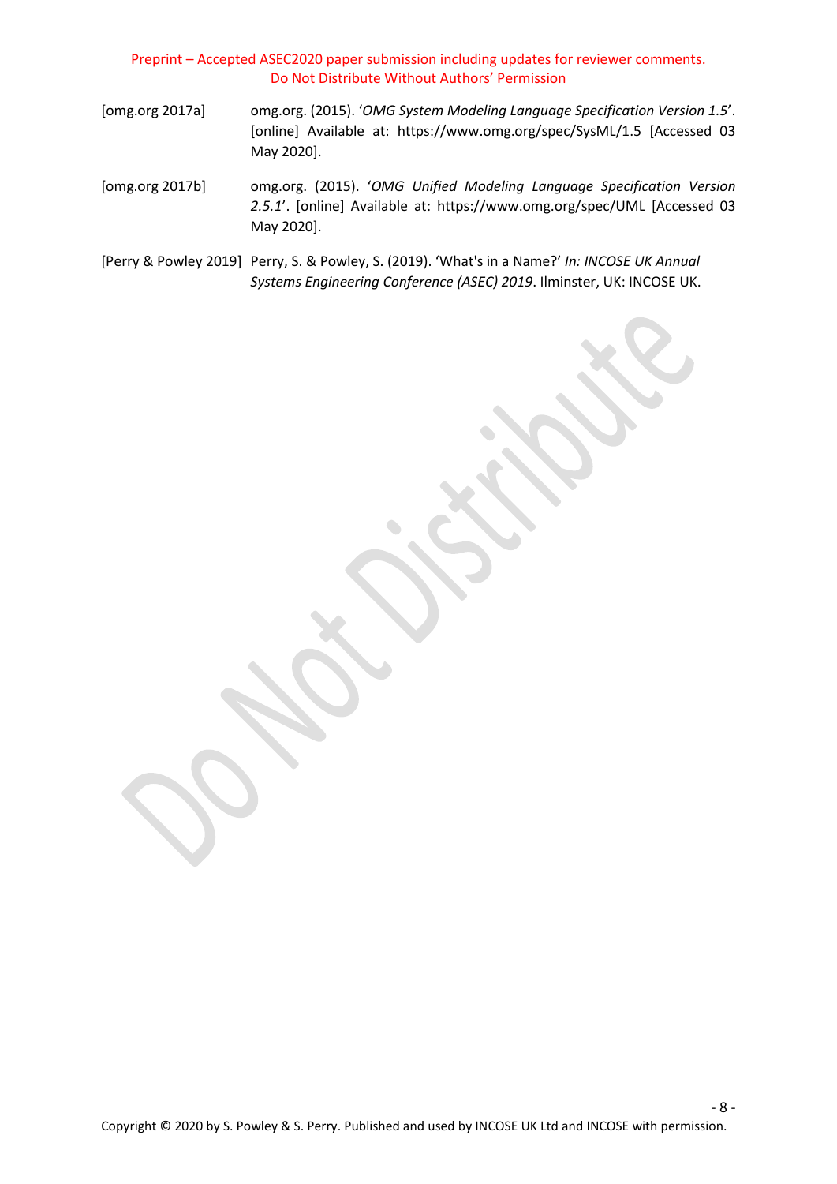[omg.org 2017a] omg.org. (2015). '*OMG System Modeling Language Specification Version 1.5*'. [online] Available at: https://www.omg.org/spec/SysML/1.5 [Accessed 03 May 2020].

[omg.org 2017b] omg.org. (2015). '*OMG Unified Modeling Language Specification Version 2.5.1*'. [online] Available at: https://www.omg.org/spec/UML [Accessed 03 May 2020].

[Perry & Powley 2019] Perry, S. & Powley, S. (2019). 'What's in a Name?' *In: INCOSE UK Annual Systems Engineering Conference (ASEC) 2019*. Ilminster, UK: INCOSE UK.